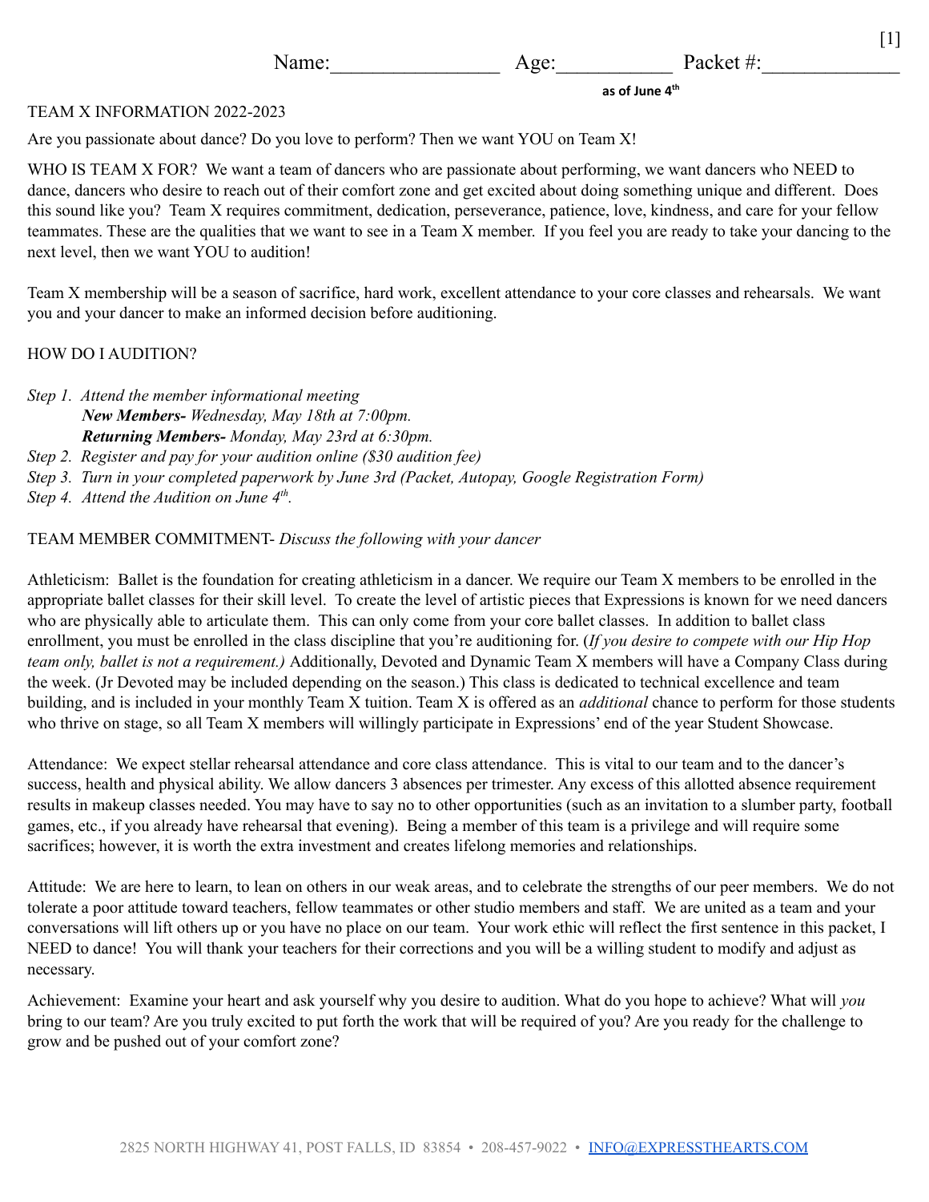Name:________________ Age:___________ Packet #:_____________

**as of June 4th**

TEAM X INFORMATION 2022-2023

Are you passionate about dance? Do you love to perform? Then we want YOU on Team X!

WHO IS TEAM X FOR? We want a team of dancers who are passionate about performing, we want dancers who NEED to dance, dancers who desire to reach out of their comfort zone and get excited about doing something unique and different. Does this sound like you? Team X requires commitment, dedication, perseverance, patience, love, kindness, and care for your fellow teammates. These are the qualities that we want to see in a Team X member. If you feel you are ready to take your dancing to the next level, then we want YOU to audition!

Team X membership will be a season of sacrifice, hard work, excellent attendance to your core classes and rehearsals. We want you and your dancer to make an informed decision before auditioning.

HOW DO I AUDITION?

*Step 1. Attend the member informational meeting*
  ***New Members-*** *Wednesday, May 18th at 7:00pm.*
  ***Returning Members-*** *Monday, May 23rd at 6:30pm.*
*Step 2. Register and pay for your audition online ($30 audition fee)*
*Step 3. Turn in your completed paperwork by June 3rd (Packet, Autopay, Google Registration Form)*
*Step 4. Attend the Audition on June 4th.*

TEAM MEMBER COMMITMENT- *Discuss the following with your dancer*

Athleticism: Ballet is the foundation for creating athleticism in a dancer. We require our Team X members to be enrolled in the appropriate ballet classes for their skill level. To create the level of artistic pieces that Expressions is known for we need dancers who are physically able to articulate them. This can only come from your core ballet classes. In addition to ballet class enrollment, you must be enrolled in the class discipline that you're auditioning for. (*If you desire to compete with our Hip Hop team only, ballet is not a requirement.)* Additionally, Devoted and Dynamic Team X members will have a Company Class during the week. (Jr Devoted may be included depending on the season.) This class is dedicated to technical excellence and team building, and is included in your monthly Team X tuition. Team X is offered as an *additional* chance to perform for those students who thrive on stage, so all Team X members will willingly participate in Expressions' end of the year Student Showcase.

Attendance: We expect stellar rehearsal attendance and core class attendance. This is vital to our team and to the dancer's success, health and physical ability. We allow dancers 3 absences per trimester. Any excess of this allotted absence requirement results in makeup classes needed. You may have to say no to other opportunities (such as an invitation to a slumber party, football games, etc., if you already have rehearsal that evening). Being a member of this team is a privilege and will require some sacrifices; however, it is worth the extra investment and creates lifelong memories and relationships.

Attitude: We are here to learn, to lean on others in our weak areas, and to celebrate the strengths of our peer members. We do not tolerate a poor attitude toward teachers, fellow teammates or other studio members and staff. We are united as a team and your conversations will lift others up or you have no place on our team. Your work ethic will reflect the first sentence in this packet, I NEED to dance! You will thank your teachers for their corrections and you will be a willing student to modify and adjust as necessary.

Achievement: Examine your heart and ask yourself why you desire to audition. What do you hope to achieve? What will *you* bring to our team? Are you truly excited to put forth the work that will be required of you? Are you ready for the challenge to grow and be pushed out of your comfort zone?

2825 NORTH HIGHWAY 41, POST FALLS, ID 83854 • 208-457-9022 • INFO@EXPRESSTHEARTS.COM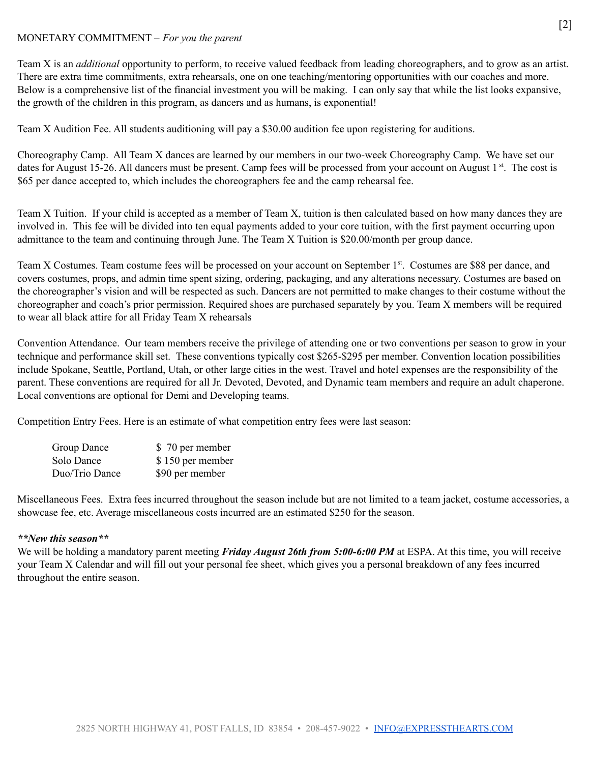MONETARY COMMITMENT – *For you the parent*

Team X is an *additional* opportunity to perform, to receive valued feedback from leading choreographers, and to grow as an artist. There are extra time commitments, extra rehearsals, one on one teaching/mentoring opportunities with our coaches and more. Below is a comprehensive list of the financial investment you will be making. I can only say that while the list looks expansive, the growth of the children in this program, as dancers and as humans, is exponential!

Team X Audition Fee. All students auditioning will pay a $30.00 audition fee upon registering for auditions.

Choreography Camp. All Team X dances are learned by our members in our two-week Choreography Camp. We have set our dates for August 15-26. All dancers must be present. Camp fees will be processed from your account on August 1st. The cost is $65 per dance accepted to, which includes the choreographers fee and the camp rehearsal fee.

Team X Tuition. If your child is accepted as a member of Team X, tuition is then calculated based on how many dances they are involved in. This fee will be divided into ten equal payments added to your core tuition, with the first payment occurring upon admittance to the team and continuing through June. The Team X Tuition is $20.00/month per group dance.

Team X Costumes. Team costume fees will be processed on your account on September 1st. Costumes are $88 per dance, and covers costumes, props, and admin time spent sizing, ordering, packaging, and any alterations necessary. Costumes are based on the choreographer's vision and will be respected as such. Dancers are not permitted to make changes to their costume without the choreographer and coach's prior permission. Required shoes are purchased separately by you. Team X members will be required to wear all black attire for all Friday Team X rehearsals

Convention Attendance. Our team members receive the privilege of attending one or two conventions per season to grow in your technique and performance skill set. These conventions typically cost $265-$295 per member. Convention location possibilities include Spokane, Seattle, Portland, Utah, or other large cities in the west. Travel and hotel expenses are the responsibility of the parent. These conventions are required for all Jr. Devoted, Devoted, and Dynamic team members and require an adult chaperone. Local conventions are optional for Demi and Developing teams.

Competition Entry Fees. Here is an estimate of what competition entry fees were last season:

| | |
|---|---|
| Group Dance | $ 70 per member |
| Solo Dance | $ 150 per member |
| Duo/Trio Dance | $90 per member |

Miscellaneous Fees. Extra fees incurred throughout the season include but are not limited to a team jacket, costume accessories, a showcase fee, etc. Average miscellaneous costs incurred are an estimated $250 for the season.

***\*\*New this season\*\****
We will be holding a mandatory parent meeting ***Friday August 26th from 5:00-6:00 PM*** at ESPA. At this time, you will receive your Team X Calendar and will fill out your personal fee sheet, which gives you a personal breakdown of any fees incurred throughout the entire season.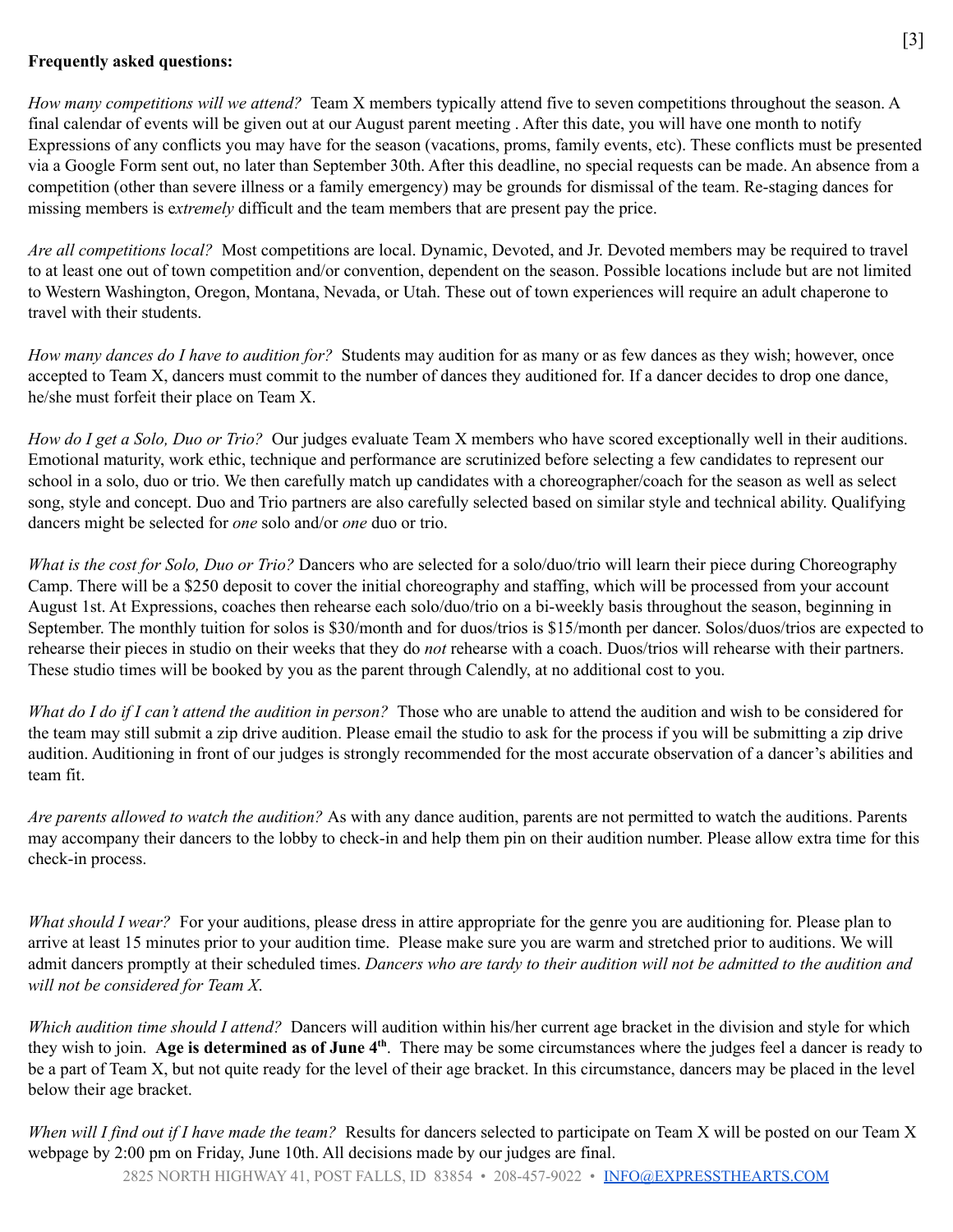**Frequently asked questions:**

*How many competitions will we attend?* Team X members typically attend five to seven competitions throughout the season. A final calendar of events will be given out at our August parent meeting . After this date, you will have one month to notify Expressions of any conflicts you may have for the season (vacations, proms, family events, etc). These conflicts must be presented via a Google Form sent out, no later than September 30th. After this deadline, no special requests can be made. An absence from a competition (other than severe illness or a family emergency) may be grounds for dismissal of the team. Re-staging dances for missing members is e*xtremely* difficult and the team members that are present pay the price.

*Are all competitions local?* Most competitions are local. Dynamic, Devoted, and Jr. Devoted members may be required to travel to at least one out of town competition and/or convention, dependent on the season. Possible locations include but are not limited to Western Washington, Oregon, Montana, Nevada, or Utah. These out of town experiences will require an adult chaperone to travel with their students.

*How many dances do I have to audition for?* Students may audition for as many or as few dances as they wish; however, once accepted to Team X, dancers must commit to the number of dances they auditioned for. If a dancer decides to drop one dance, he/she must forfeit their place on Team X.

*How do I get a Solo, Duo or Trio?* Our judges evaluate Team X members who have scored exceptionally well in their auditions. Emotional maturity, work ethic, technique and performance are scrutinized before selecting a few candidates to represent our school in a solo, duo or trio. We then carefully match up candidates with a choreographer/coach for the season as well as select song, style and concept. Duo and Trio partners are also carefully selected based on similar style and technical ability. Qualifying dancers might be selected for *one* solo and/or *one* duo or trio.

*What is the cost for Solo, Duo or Trio?* Dancers who are selected for a solo/duo/trio will learn their piece during Choreography Camp. There will be a $250 deposit to cover the initial choreography and staffing, which will be processed from your account August 1st. At Expressions, coaches then rehearse each solo/duo/trio on a bi-weekly basis throughout the season, beginning in September. The monthly tuition for solos is $30/month and for duos/trios is $15/month per dancer. Solos/duos/trios are expected to rehearse their pieces in studio on their weeks that they do *not* rehearse with a coach. Duos/trios will rehearse with their partners. These studio times will be booked by you as the parent through Calendly, at no additional cost to you.

*What do I do if I can't attend the audition in person?* Those who are unable to attend the audition and wish to be considered for the team may still submit a zip drive audition. Please email the studio to ask for the process if you will be submitting a zip drive audition. Auditioning in front of our judges is strongly recommended for the most accurate observation of a dancer's abilities and team fit.

*Are parents allowed to watch the audition?* As with any dance audition, parents are not permitted to watch the auditions. Parents may accompany their dancers to the lobby to check-in and help them pin on their audition number. Please allow extra time for this check-in process.

*What should I wear?* For your auditions, please dress in attire appropriate for the genre you are auditioning for. Please plan to arrive at least 15 minutes prior to your audition time. Please make sure you are warm and stretched prior to auditions. We will admit dancers promptly at their scheduled times. *Dancers who are tardy to their audition will not be admitted to the audition and will not be considered for Team X.*

*Which audition time should I attend?* Dancers will audition within his/her current age bracket in the division and style for which they wish to join. **Age is determined as of June 4th**. There may be some circumstances where the judges feel a dancer is ready to be a part of Team X, but not quite ready for the level of their age bracket. In this circumstance, dancers may be placed in the level below their age bracket.

*When will I find out if I have made the team?* Results for dancers selected to participate on Team X will be posted on our Team X webpage by 2:00 pm on Friday, June 10th. All decisions made by our judges are final.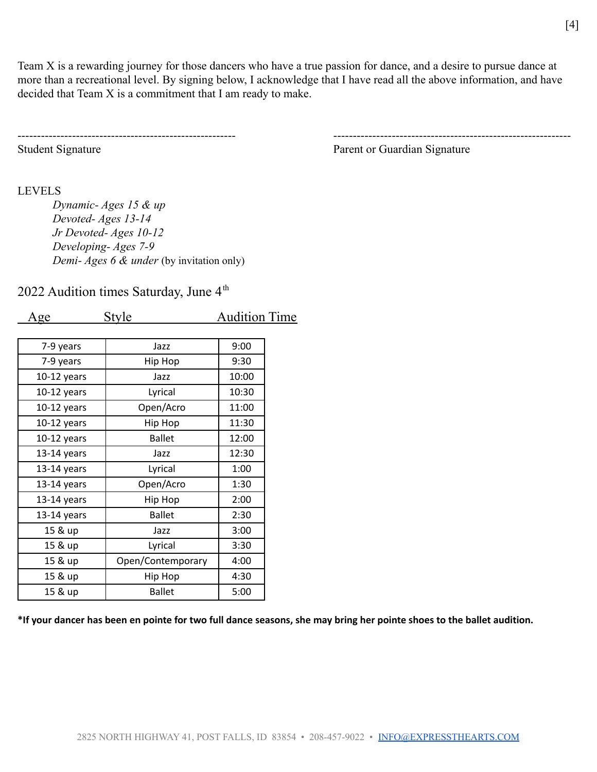Team X is a rewarding journey for those dancers who have a true passion for dance, and a desire to pursue dance at more than a recreational level. By signing below, I acknowledge that I have read all the above information, and have decided that Team X is a commitment that I am ready to make.

-------------------------------------------------------- Student Signature

------------------------------------------------------------ Parent or Guardian Signature

LEVELS

*Dynamic- Ages 15 & up*
*Devoted- Ages 13-14*
*Jr Devoted- Ages 10-12*
*Developing- Ages 7-9*
*Demi- Ages 6 & under* (by invitation only)

2022 Audition times Saturday, June 4th

| Age | Style | Audition Time |
|---|---|---|
| 7-9 years | Jazz | 9:00 |
| 7-9 years | Hip Hop | 9:30 |
| 10-12 years | Jazz | 10:00 |
| 10-12 years | Lyrical | 10:30 |
| 10-12 years | Open/Acro | 11:00 |
| 10-12 years | Hip Hop | 11:30 |
| 10-12 years | Ballet | 12:00 |
| 13-14 years | Jazz | 12:30 |
| 13-14 years | Lyrical | 1:00 |
| 13-14 years | Open/Acro | 1:30 |
| 13-14 years | Hip Hop | 2:00 |
| 13-14 years | Ballet | 2:30 |
| 15 & up | Jazz | 3:00 |
| 15 & up | Lyrical | 3:30 |
| 15 & up | Open/Contemporary | 4:00 |
| 15 & up | Hip Hop | 4:30 |
| 15 & up | Ballet | 5:00 |

**\*If your dancer has been en pointe for two full dance seasons, she may bring her pointe shoes to the ballet audition.**

2825 NORTH HIGHWAY 41, POST FALLS, ID 83854 • 208-457-9022 • INFO@EXPRESSTHEARTS.COM